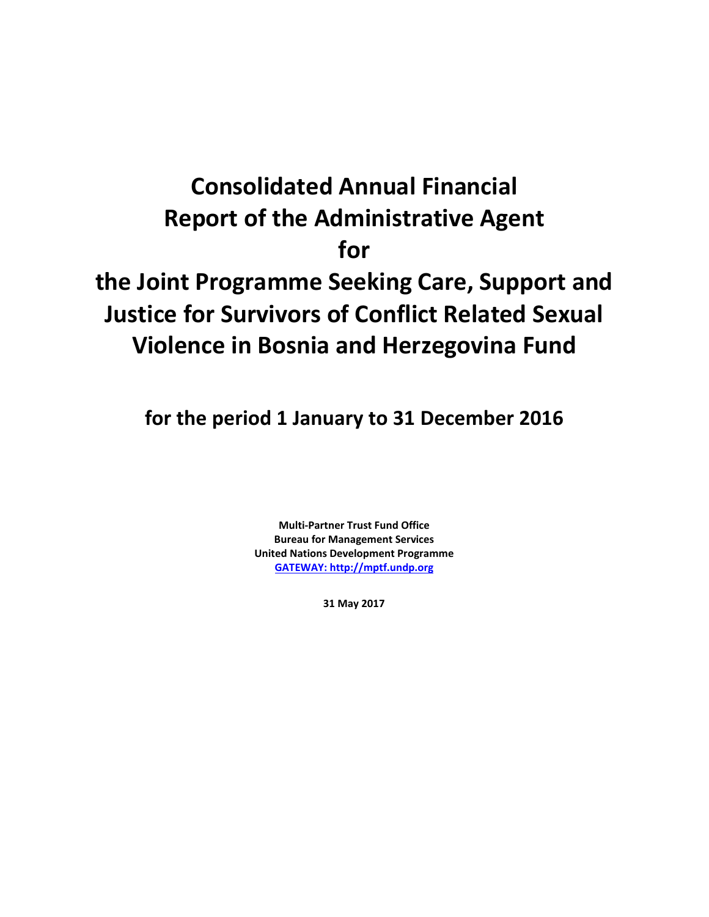# Consolidated Annual Financial Report of the Administrative Agent for the Joint Programme Seeking Care, Support and Justice for Survivors of Conflict Related Sexual Violence in Bosnia and Herzegovina Fund

## for the period 1 January to 31 December 2016

**Multi-Partner Trust Fund Office**
**Bureau for Management Services**
**United Nations Development Programme**
**[GATEWAY: http://mptf.undp.org](http://mptf.undp.org)**

**31 May 2017**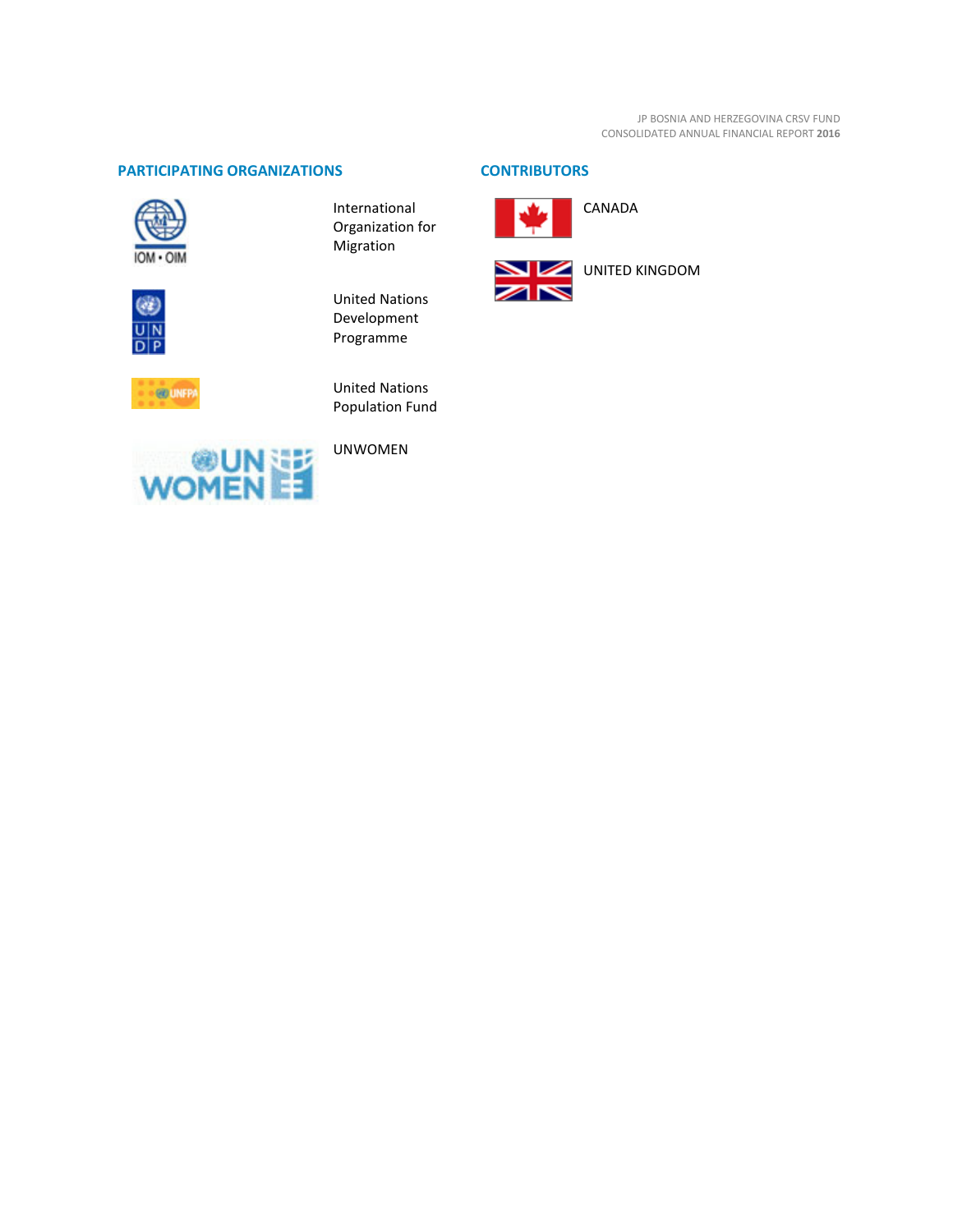## PARTICIPATING ORGANIZATIONS

International Organization for Migration

United Nations Development Programme

United Nations Population Fund

UNWOMEN

## CONTRIBUTORS

CANADA

UNITED KINGDOM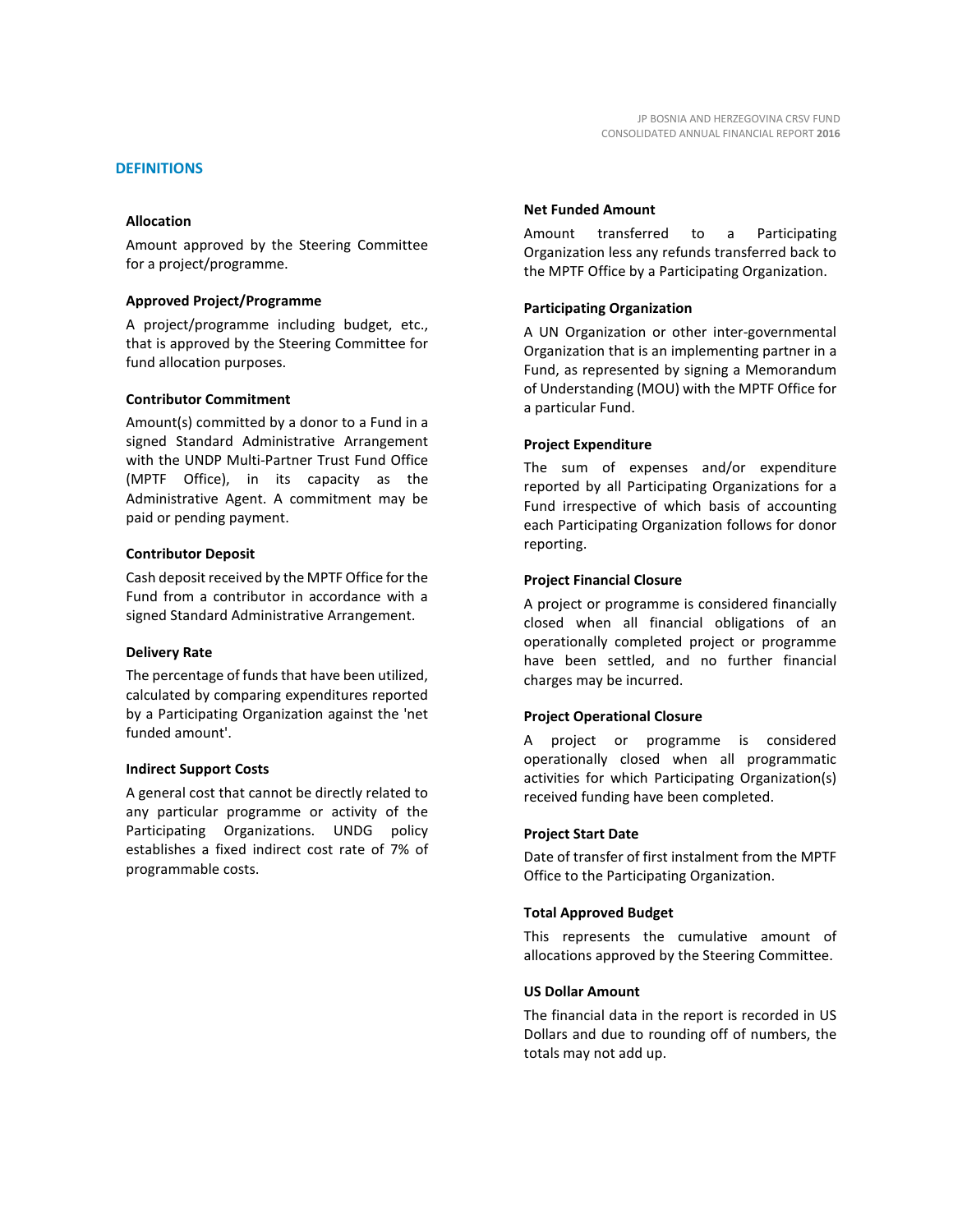## DEFINITIONS

### Allocation

Amount approved by the Steering Committee for a project/programme.

### Approved Project/Programme

A project/programme including budget, etc., that is approved by the Steering Committee for fund allocation purposes.

### Contributor Commitment

Amount(s) committed by a donor to a Fund in a signed Standard Administrative Arrangement with the UNDP Multi-Partner Trust Fund Office (MPTF Office), in its capacity as the Administrative Agent. A commitment may be paid or pending payment.

### Contributor Deposit

Cash deposit received by the MPTF Office for the Fund from a contributor in accordance with a signed Standard Administrative Arrangement.

### Delivery Rate

The percentage of funds that have been utilized, calculated by comparing expenditures reported by a Participating Organization against the 'net funded amount'.

### Indirect Support Costs

A general cost that cannot be directly related to any particular programme or activity of the Participating Organizations. UNDG policy establishes a fixed indirect cost rate of 7% of programmable costs.

### Net Funded Amount

Amount transferred to a Participating Organization less any refunds transferred back to the MPTF Office by a Participating Organization.

### Participating Organization

A UN Organization or other inter-governmental Organization that is an implementing partner in a Fund, as represented by signing a Memorandum of Understanding (MOU) with the MPTF Office for a particular Fund.

### Project Expenditure

The sum of expenses and/or expenditure reported by all Participating Organizations for a Fund irrespective of which basis of accounting each Participating Organization follows for donor reporting.

### Project Financial Closure

A project or programme is considered financially closed when all financial obligations of an operationally completed project or programme have been settled, and no further financial charges may be incurred.

### Project Operational Closure

A project or programme is considered operationally closed when all programmatic activities for which Participating Organization(s) received funding have been completed.

### Project Start Date

Date of transfer of first instalment from the MPTF Office to the Participating Organization.

### Total Approved Budget

This represents the cumulative amount of allocations approved by the Steering Committee.

### US Dollar Amount

The financial data in the report is recorded in US Dollars and due to rounding off of numbers, the totals may not add up.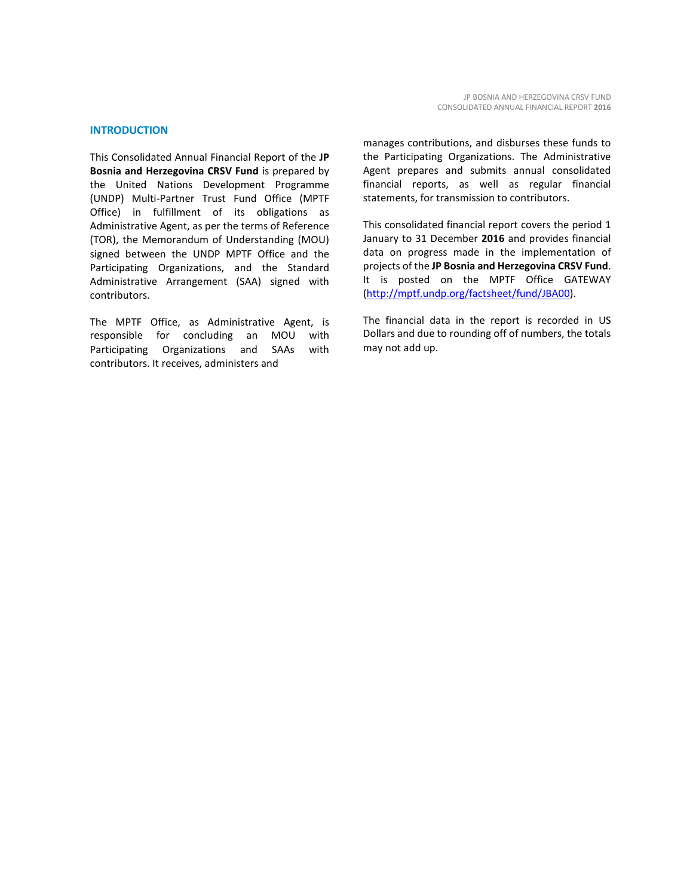## INTRODUCTION

This Consolidated Annual Financial Report of the **JP Bosnia and Herzegovina CRSV Fund** is prepared by the United Nations Development Programme (UNDP) Multi-Partner Trust Fund Office (MPTF Office) in fulfillment of its obligations as Administrative Agent, as per the terms of Reference (TOR), the Memorandum of Understanding (MOU) signed between the UNDP MPTF Office and the Participating Organizations, and the Standard Administrative Arrangement (SAA) signed with contributors.

The MPTF Office, as Administrative Agent, is responsible for concluding an MOU with Participating Organizations and SAAs with contributors. It receives, administers and manages contributions, and disburses these funds to the Participating Organizations. The Administrative Agent prepares and submits annual consolidated financial reports, as well as regular financial statements, for transmission to contributors.

This consolidated financial report covers the period 1 January to 31 December **2016** and provides financial data on progress made in the implementation of projects of the **JP Bosnia and Herzegovina CRSV Fund**. It is posted on the MPTF Office GATEWAY (http://mptf.undp.org/factsheet/fund/JBA00).

The financial data in the report is recorded in US Dollars and due to rounding off of numbers, the totals may not add up.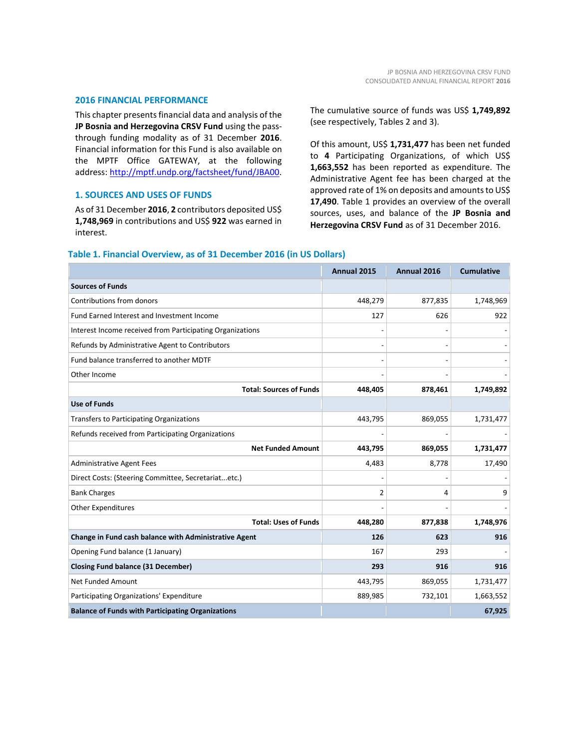## 2016 FINANCIAL PERFORMANCE

This chapter presents financial data and analysis of the **JP Bosnia and Herzegovina CRSV Fund** using the pass-through funding modality as of 31 December **2016**. Financial information for this Fund is also available on the MPTF Office GATEWAY, at the following address: http://mptf.undp.org/factsheet/fund/JBA00.

### 1. SOURCES AND USES OF FUNDS

As of 31 December **2016**, **2** contributors deposited US$ **1,748,969** in contributions and US$ **922** was earned in interest.

The cumulative source of funds was US$ **1,749,892** (see respectively, Tables 2 and 3).

Of this amount, US$ **1,731,477** has been net funded to **4** Participating Organizations, of which US$ **1,663,552** has been reported as expenditure. The Administrative Agent fee has been charged at the approved rate of 1% on deposits and amounts to US$ **17,490**. Table 1 provides an overview of the overall sources, uses, and balance of the **JP Bosnia and Herzegovina CRSV Fund** as of 31 December 2016.

**Table 1. Financial Overview, as of 31 December 2016 (in US Dollars)**

| | Annual 2015 | Annual 2016 | Cumulative |
|---|---|---|---|
| **Sources of Funds** | | | |
| Contributions from donors | 448,279 | 877,835 | 1,748,969 |
| Fund Earned Interest and Investment Income | 127 | 626 | 922 |
| Interest Income received from Participating Organizations | - | - | - |
| Refunds by Administrative Agent to Contributors | - | - | - |
| Fund balance transferred to another MDTF | - | - | - |
| Other Income | - | - | - |
| **Total: Sources of Funds** | **448,405** | **878,461** | **1,749,892** |
| **Use of Funds** | | | |
| Transfers to Participating Organizations | 443,795 | 869,055 | 1,731,477 |
| Refunds received from Participating Organizations | - | - | - |
| **Net Funded Amount** | **443,795** | **869,055** | **1,731,477** |
| Administrative Agent Fees | 4,483 | 8,778 | 17,490 |
| Direct Costs: (Steering Committee, Secretariat...etc.) | - | - | - |
| Bank Charges | 2 | 4 | 9 |
| Other Expenditures | - | - | - |
| **Total: Uses of Funds** | **448,280** | **877,838** | **1,748,976** |
| **Change in Fund cash balance with Administrative Agent** | **126** | **623** | **916** |
| Opening Fund balance (1 January) | 167 | 293 | - |
| **Closing Fund balance (31 December)** | **293** | **916** | **916** |
| Net Funded Amount | 443,795 | 869,055 | 1,731,477 |
| Participating Organizations' Expenditure | 889,985 | 732,101 | 1,663,552 |
| **Balance of Funds with Participating Organizations** | | | **67,925** |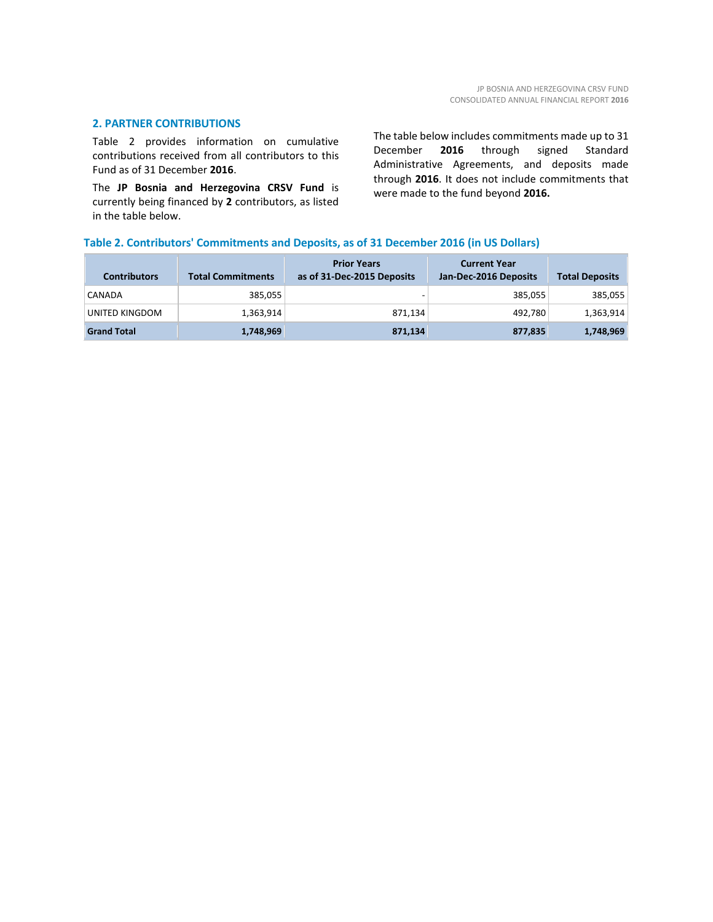## 2. PARTNER CONTRIBUTIONS

Table 2 provides information on cumulative contributions received from all contributors to this Fund as of 31 December **2016**.

The **JP Bosnia and Herzegovina CRSV Fund** is currently being financed by **2** contributors, as listed in the table below.

The table below includes commitments made up to 31 December **2016** through signed Standard Administrative Agreements, and deposits made through **2016**. It does not include commitments that were made to the fund beyond **2016.**

### Table 2. Contributors' Commitments and Deposits, as of 31 December 2016 (in US Dollars)

| Contributors | Total Commitments | Prior Years as of 31-Dec-2015 Deposits | Current Year Jan-Dec-2016 Deposits | Total Deposits |
|---|---|---|---|---|
| CANADA | 385,055 | - | 385,055 | 385,055 |
| UNITED KINGDOM | 1,363,914 | 871,134 | 492,780 | 1,363,914 |
| **Grand Total** | **1,748,969** | **871,134** | **877,835** | **1,748,969** |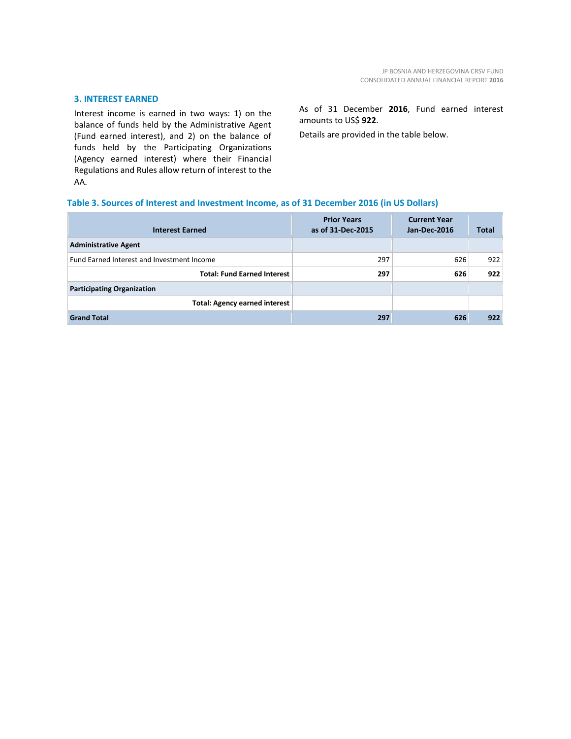## 3. INTEREST EARNED

Interest income is earned in two ways: 1) on the balance of funds held by the Administrative Agent (Fund earned interest), and 2) on the balance of funds held by the Participating Organizations (Agency earned interest) where their Financial Regulations and Rules allow return of interest to the AA.

As of 31 December **2016**, Fund earned interest amounts to US$ **922**.

Details are provided in the table below.

**Table 3. Sources of Interest and Investment Income, as of 31 December 2016 (in US Dollars)**

| Interest Earned | Prior Years as of 31-Dec-2015 | Current Year Jan-Dec-2016 | Total |
|---|---|---|---|
| **Administrative Agent** | | | |
| Fund Earned Interest and Investment Income | 297 | 626 | 922 |
| **Total: Fund Earned Interest** | **297** | **626** | **922** |
| **Participating Organization** | | | |
| **Total: Agency earned interest** | | | |
| **Grand Total** | **297** | **626** | **922** |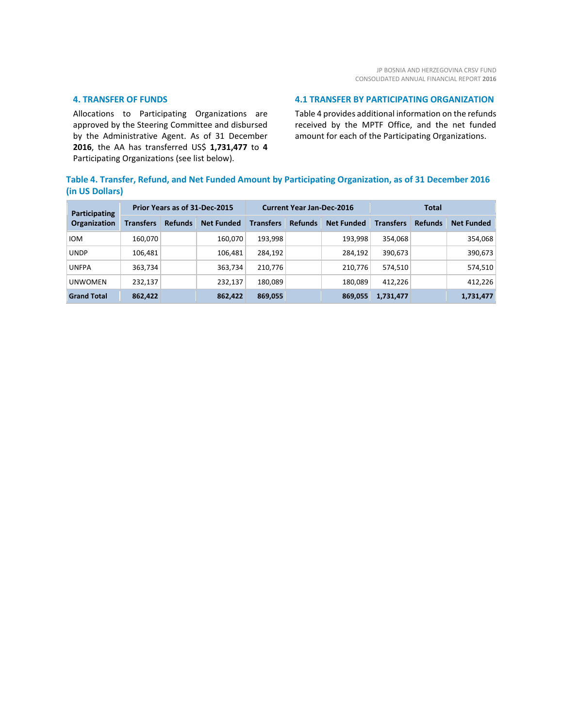## 4. TRANSFER OF FUNDS

Allocations to Participating Organizations are approved by the Steering Committee and disbursed by the Administrative Agent. As of 31 December **2016**, the AA has transferred US$ **1,731,477** to **4** Participating Organizations (see list below).

## 4.1 TRANSFER BY PARTICIPATING ORGANIZATION

Table 4 provides additional information on the refunds received by the MPTF Office, and the net funded amount for each of the Participating Organizations.

### Table 4. Transfer, Refund, and Net Funded Amount by Participating Organization, as of 31 December 2016 (in US Dollars)

| Participating Organization | Prior Years as of 31-Dec-2015 | | | Current Year Jan-Dec-2016 | | | Total | | |
|---|---|---|---|---|---|---|---|---|---|
| | Transfers | Refunds | Net Funded | Transfers | Refunds | Net Funded | Transfers | Refunds | Net Funded |
| IOM | 160,070 | | 160,070 | 193,998 | | 193,998 | 354,068 | | 354,068 |
| UNDP | 106,481 | | 106,481 | 284,192 | | 284,192 | 390,673 | | 390,673 |
| UNFPA | 363,734 | | 363,734 | 210,776 | | 210,776 | 574,510 | | 574,510 |
| UNWOMEN | 232,137 | | 232,137 | 180,089 | | 180,089 | 412,226 | | 412,226 |
| **Grand Total** | **862,422** | | **862,422** | **869,055** | | **869,055** | **1,731,477** | | **1,731,477** |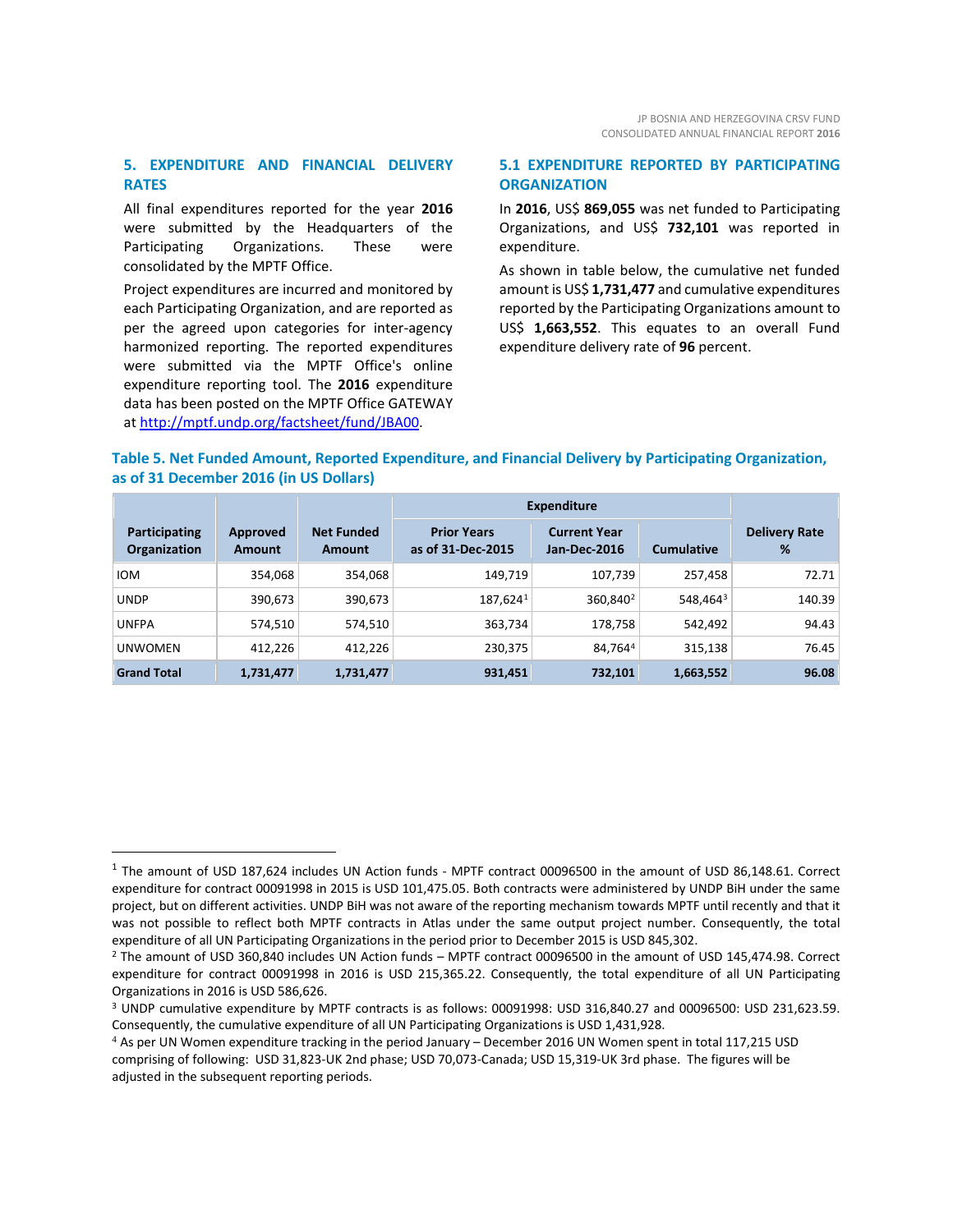## 5. EXPENDITURE AND FINANCIAL DELIVERY RATES

All final expenditures reported for the year **2016** were submitted by the Headquarters of the Participating Organizations. These were consolidated by the MPTF Office.

Project expenditures are incurred and monitored by each Participating Organization, and are reported as per the agreed upon categories for inter-agency harmonized reporting. The reported expenditures were submitted via the MPTF Office's online expenditure reporting tool. The **2016** expenditure data has been posted on the MPTF Office GATEWAY at http://mptf.undp.org/factsheet/fund/JBA00.

### 5.1 EXPENDITURE REPORTED BY PARTICIPATING ORGANIZATION

In **2016**, US$ **869,055** was net funded to Participating Organizations, and US$ **732,101** was reported in expenditure.

As shown in table below, the cumulative net funded amount is US$ **1,731,477** and cumulative expenditures reported by the Participating Organizations amount to US$ **1,663,552**. This equates to an overall Fund expenditure delivery rate of **96** percent.

**Table 5. Net Funded Amount, Reported Expenditure, and Financial Delivery by Participating Organization, as of 31 December 2016 (in US Dollars)**

| Participating Organization | Approved Amount | Net Funded Amount | Expenditure | | | Delivery Rate % |
|---|---|---|---|---|---|---|
| | | | Prior Years as of 31-Dec-2015 | Current Year Jan-Dec-2016 | Cumulative | |
| IOM | 354,068 | 354,068 | 149,719 | 107,739 | 257,458 | 72.71 |
| UNDP | 390,673 | 390,673 | 187,624[1] | 360,840[2] | 548,464[3] | 140.39 |
| UNFPA | 574,510 | 574,510 | 363,734 | 178,758 | 542,492 | 94.43 |
| UNWOMEN | 412,226 | 412,226 | 230,375 | 84,764[4] | 315,138 | 76.45 |
| **Grand Total** | **1,731,477** | **1,731,477** | **931,451** | **732,101** | **1,663,552** | **96.08** |

[1] The amount of USD 187,624 includes UN Action funds - MPTF contract 00096500 in the amount of USD 86,148.61. Correct expenditure for contract 00091998 in 2015 is USD 101,475.05. Both contracts were administered by UNDP BiH under the same project, but on different activities. UNDP BiH was not aware of the reporting mechanism towards MPTF until recently and that it was not possible to reflect both MPTF contracts in Atlas under the same output project number. Consequently, the total expenditure of all UN Participating Organizations in the period prior to December 2015 is USD 845,302.

[2] The amount of USD 360,840 includes UN Action funds – MPTF contract 00096500 in the amount of USD 145,474.98. Correct expenditure for contract 00091998 in 2016 is USD 215,365.22. Consequently, the total expenditure of all UN Participating Organizations in 2016 is USD 586,626.

[3] UNDP cumulative expenditure by MPTF contracts is as follows: 00091998: USD 316,840.27 and 00096500: USD 231,623.59. Consequently, the cumulative expenditure of all UN Participating Organizations is USD 1,431,928.

[4] As per UN Women expenditure tracking in the period January – December 2016 UN Women spent in total 117,215 USD comprising of following: USD 31,823-UK 2nd phase; USD 70,073-Canada; USD 15,319-UK 3rd phase. The figures will be adjusted in the subsequent reporting periods.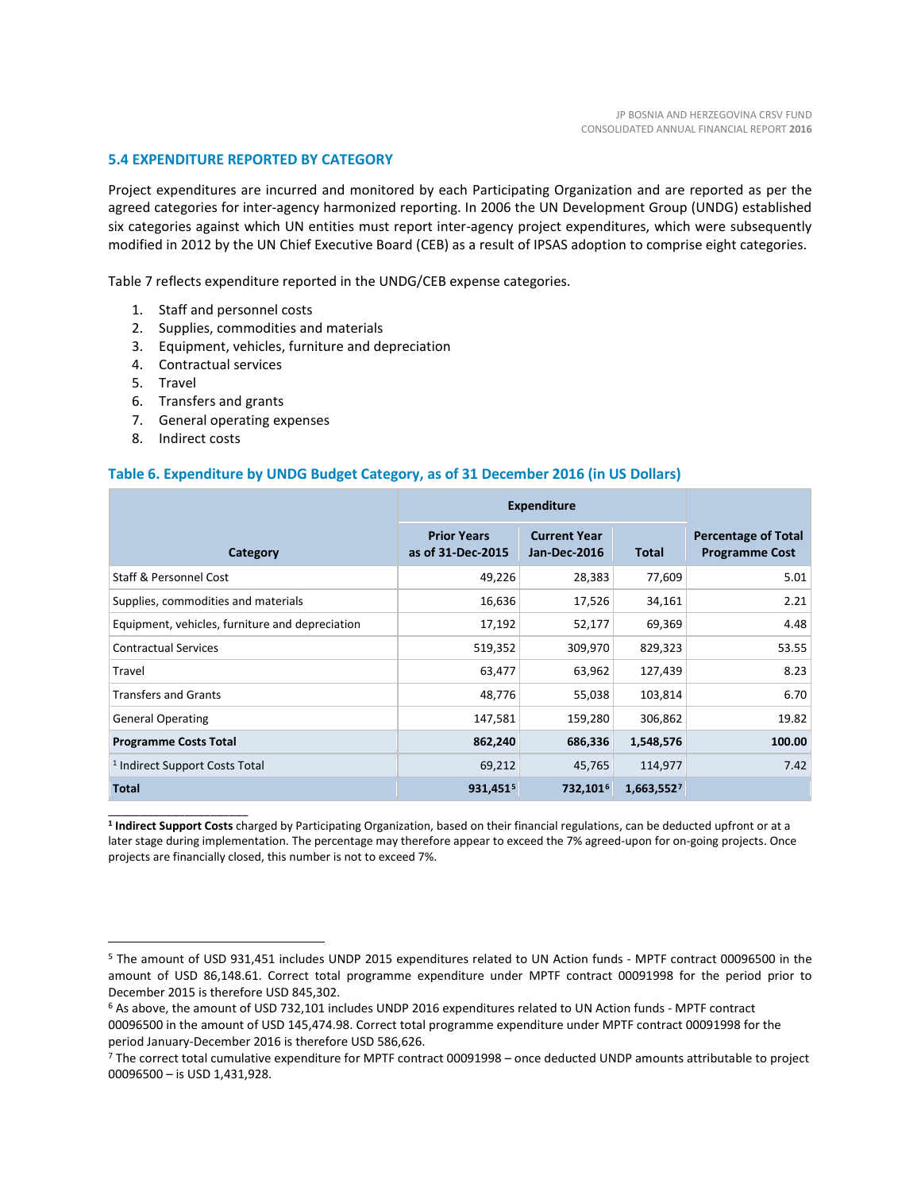### 5.4 EXPENDITURE REPORTED BY CATEGORY

Project expenditures are incurred and monitored by each Participating Organization and are reported as per the agreed categories for inter-agency harmonized reporting. In 2006 the UN Development Group (UNDG) established six categories against which UN entities must report inter-agency project expenditures, which were subsequently modified in 2012 by the UN Chief Executive Board (CEB) as a result of IPSAS adoption to comprise eight categories.

Table 7 reflects expenditure reported in the UNDG/CEB expense categories.

1. Staff and personnel costs
2. Supplies, commodities and materials
3. Equipment, vehicles, furniture and depreciation
4. Contractual services
5. Travel
6. Transfers and grants
7. General operating expenses
8. Indirect costs

#### Table 6. Expenditure by UNDG Budget Category, as of 31 December 2016 (in US Dollars)

| Category | Expenditure | | | Percentage of Total Programme Cost |
|---|---|---|---|---|
| | Prior Years as of 31-Dec-2015 | Current Year Jan-Dec-2016 | Total | |
| Staff & Personnel Cost | 49,226 | 28,383 | 77,609 | 5.01 |
| Supplies, commodities and materials | 16,636 | 17,526 | 34,161 | 2.21 |
| Equipment, vehicles, furniture and depreciation | 17,192 | 52,177 | 69,369 | 4.48 |
| Contractual Services | 519,352 | 309,970 | 829,323 | 53.55 |
| Travel | 63,477 | 63,962 | 127,439 | 8.23 |
| Transfers and Grants | 48,776 | 55,038 | 103,814 | 6.70 |
| General Operating | 147,581 | 159,280 | 306,862 | 19.82 |
| **Programme Costs Total** | **862,240** | **686,336** | **1,548,576** | **100.00** |
| [1] Indirect Support Costs Total | 69,212 | 45,765 | 114,977 | 7.42 |
| **Total** | **931,451**[5] | **732,101**[6] | **1,663,552**[7] | |

[1] **Indirect Support Costs** charged by Participating Organization, based on their financial regulations, can be deducted upfront or at a later stage during implementation. The percentage may therefore appear to exceed the 7% agreed-upon for on-going projects. Once projects are financially closed, this number is not to exceed 7%.

[5] The amount of USD 931,451 includes UNDP 2015 expenditures related to UN Action funds - MPTF contract 00096500 in the amount of USD 86,148.61. Correct total programme expenditure under MPTF contract 00091998 for the period prior to December 2015 is therefore USD 845,302.

[6] As above, the amount of USD 732,101 includes UNDP 2016 expenditures related to UN Action funds - MPTF contract 00096500 in the amount of USD 145,474.98. Correct total programme expenditure under MPTF contract 00091998 for the period January-December 2016 is therefore USD 586,626.

[7] The correct total cumulative expenditure for MPTF contract 00091998 – once deducted UNDP amounts attributable to project 00096500 – is USD 1,431,928.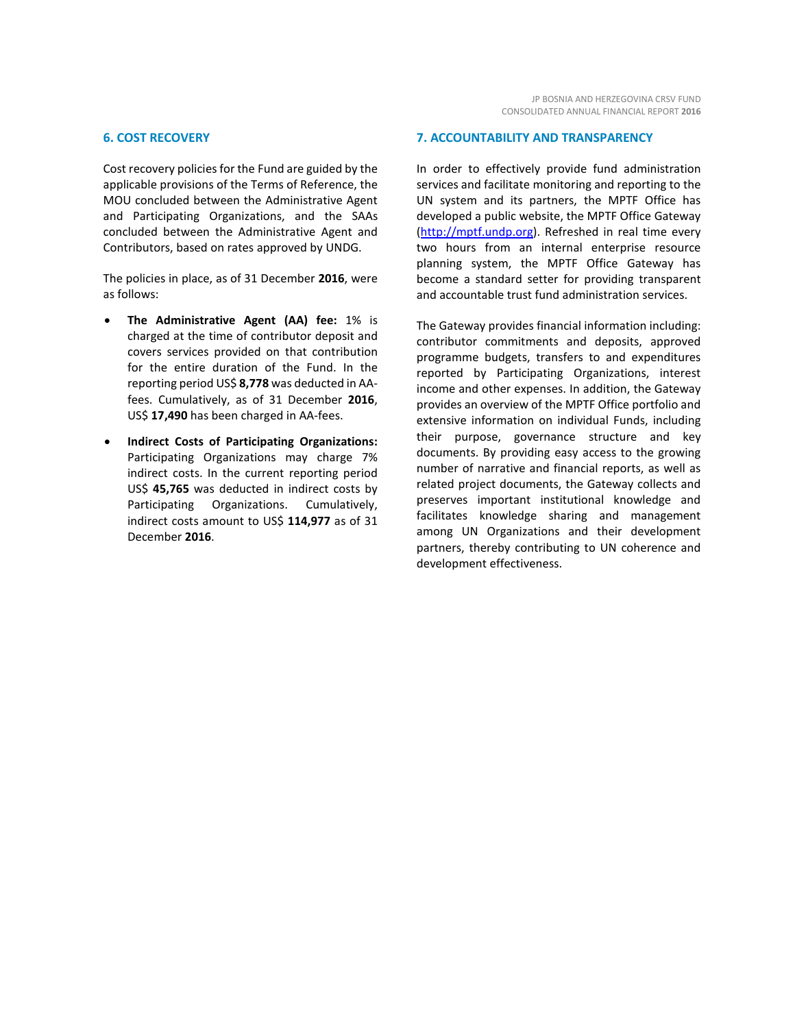## 6. COST RECOVERY

Cost recovery policies for the Fund are guided by the applicable provisions of the Terms of Reference, the MOU concluded between the Administrative Agent and Participating Organizations, and the SAAs concluded between the Administrative Agent and Contributors, based on rates approved by UNDG.

The policies in place, as of 31 December **2016**, were as follows:

- **The Administrative Agent (AA) fee:** 1% is charged at the time of contributor deposit and covers services provided on that contribution for the entire duration of the Fund. In the reporting period US$ **8,778** was deducted in AA-fees. Cumulatively, as of 31 December **2016**, US$ **17,490** has been charged in AA-fees.
- **Indirect Costs of Participating Organizations:** Participating Organizations may charge 7% indirect costs. In the current reporting period US$ **45,765** was deducted in indirect costs by Participating Organizations. Cumulatively, indirect costs amount to US$ **114,977** as of 31 December **2016**.

## 7. ACCOUNTABILITY AND TRANSPARENCY

In order to effectively provide fund administration services and facilitate monitoring and reporting to the UN system and its partners, the MPTF Office has developed a public website, the MPTF Office Gateway (http://mptf.undp.org). Refreshed in real time every two hours from an internal enterprise resource planning system, the MPTF Office Gateway has become a standard setter for providing transparent and accountable trust fund administration services.

The Gateway provides financial information including: contributor commitments and deposits, approved programme budgets, transfers to and expenditures reported by Participating Organizations, interest income and other expenses. In addition, the Gateway provides an overview of the MPTF Office portfolio and extensive information on individual Funds, including their purpose, governance structure and key documents. By providing easy access to the growing number of narrative and financial reports, as well as related project documents, the Gateway collects and preserves important institutional knowledge and facilitates knowledge sharing and management among UN Organizations and their development partners, thereby contributing to UN coherence and development effectiveness.